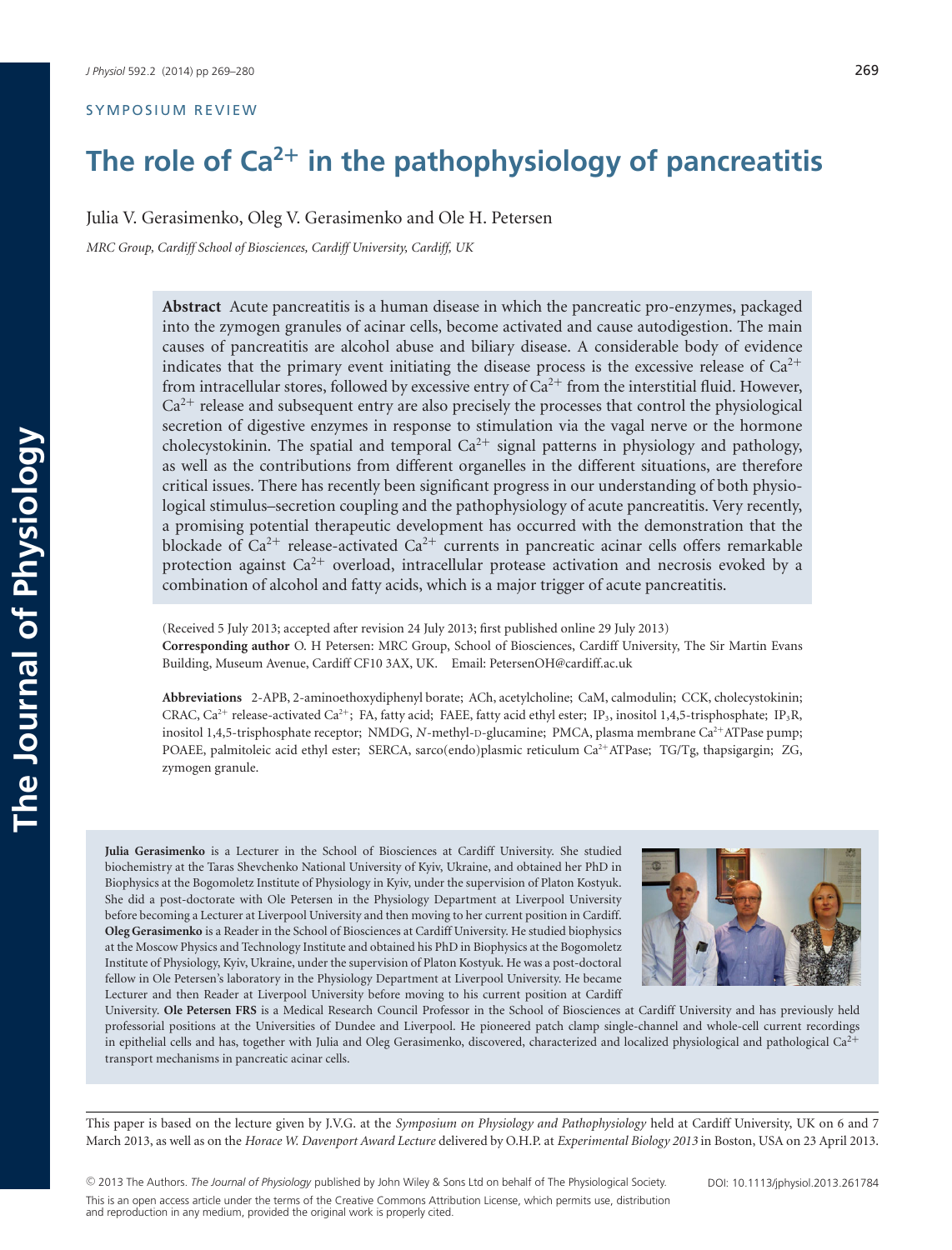SYMPOSIUM REVIEW

# The role of $Ca^{2+}$ in the pathophysiology of pancreatitis

Julia V. Gerasimenko, Oleg V. Gerasimenko and Ole H. Petersen

*MRC Group, Cardiff School of Biosciences, Cardiff University, Cardiff, UK*

**Abstract** Acute pancreatitis is a human disease in which the pancreatic pro-enzymes, packaged into the zymogen granules of acinar cells, become activated and cause autodigestion. The main causes of pancreatitis are alcohol abuse and biliary disease. A considerable body of evidence indicates that the primary event initiating the disease process is the excessive release of $Ca^{2+}$ from intracellular stores, followed by excessive entry of $Ca^{2+}$ from the interstitial fluid. However, $Ca^{2+}$ release and subsequent entry are also precisely the processes that control the physiological secretion of digestive enzymes in response to stimulation via the vagal nerve or the hormone cholecystokinin. The spatial and temporal $Ca^{2+}$ signal patterns in physiology and pathology, as well as the contributions from different organelles in the different situations, are therefore critical issues. There has recently been significant progress in our understanding of both physiological stimulus–secretion coupling and the pathophysiology of acute pancreatitis. Very recently, a promising potential therapeutic development has occurred with the demonstration that the blockade of $Ca^{2+}$ release-activated $Ca^{2+}$ currents in pancreatic acinar cells offers remarkable protection against $Ca^{2+}$ overload, intracellular protease activation and necrosis evoked by a combination of alcohol and fatty acids, which is a major trigger of acute pancreatitis.

(Received 5 July 2013; accepted after revision 24 July 2013; first published online 29 July 2013)

**Corresponding author** O. H Petersen: MRC Group, School of Biosciences, Cardiff University, The Sir Martin Evans Building, Museum Avenue, Cardiff CF10 3AX, UK. Email: PetersenOH@cardiff.ac.uk

**Abbreviations** 2-APB, 2-aminoethoxydiphenyl borate; ACh, acetylcholine; CaM, calmodulin; CCK, cholecystokinin; CRAC, $Ca^{2+}$ release-activated $Ca^{2+}$; FA, fatty acid; FAEE, fatty acid ethyl ester; $IP_3$, inositol 1,4,5-trisphosphate; $IP_3R$, inositol 1,4,5-trisphosphate receptor; NMDG, *N*-methyl-D-glucamine; PMCA, plasma membrane $Ca^{2+}$ATPase pump; POAEE, palmitoleic acid ethyl ester; SERCA, sarco(endo)plasmic reticulum $Ca^{2+}$ATPase; TG/Tg, thapsigargin; ZG, zymogen granule.

**Julia Gerasimenko** is a Lecturer in the School of Biosciences at Cardiff University. She studied biochemistry at the Taras Shevchenko National University of Kyiv, Ukraine, and obtained her PhD in Biophysics at the Bogomoletz Institute of Physiology in Kyiv, under the supervision of Platon Kostyuk. She did a post-doctorate with Ole Petersen in the Physiology Department at Liverpool University before becoming a Lecturer at Liverpool University and then moving to her current position in Cardiff. **Oleg Gerasimenko** is a Reader in the School of Biosciences at Cardiff University. He studied biophysics at the Moscow Physics and Technology Institute and obtained his PhD in Biophysics at the Bogomoletz Institute of Physiology, Kyiv, Ukraine, under the supervision of Platon Kostyuk. He was a post-doctoral fellow in Ole Petersen's laboratory in the Physiology Department at Liverpool University. He became Lecturer and then Reader at Liverpool University before moving to his current position at Cardiff University. **Ole Petersen FRS** is a Medical Research Council Professor in the School of Biosciences at Cardiff University and has previously held professorial positions at the Universities of Dundee and Liverpool. He pioneered patch clamp single-channel and whole-cell current recordings in epithelial cells and has, together with Julia and Oleg Gerasimenko, discovered, characterized and localized physiological and pathological $Ca^{2+}$ transport mechanisms in pancreatic acinar cells.

This paper is based on the lecture given by J.V.G. at the *Symposium on Physiology and Pathophysiology* held at Cardiff University, UK on 6 and 7 March 2013, as well as on the *Horace W. Davenport Award Lecture* delivered by O.H.P. at *Experimental Biology 2013* in Boston, USA on 23 April 2013.

© 2013 The Authors. *The Journal of Physiology* published by John Wiley & Sons Ltd on behalf of The Physiological Society. DOI: 10.1113/jphysiol.2013.261784

This is an open access article under the terms of the Creative Commons Attribution License, which permits use, distribution and reproduction in any medium, provided the original work is properly cited.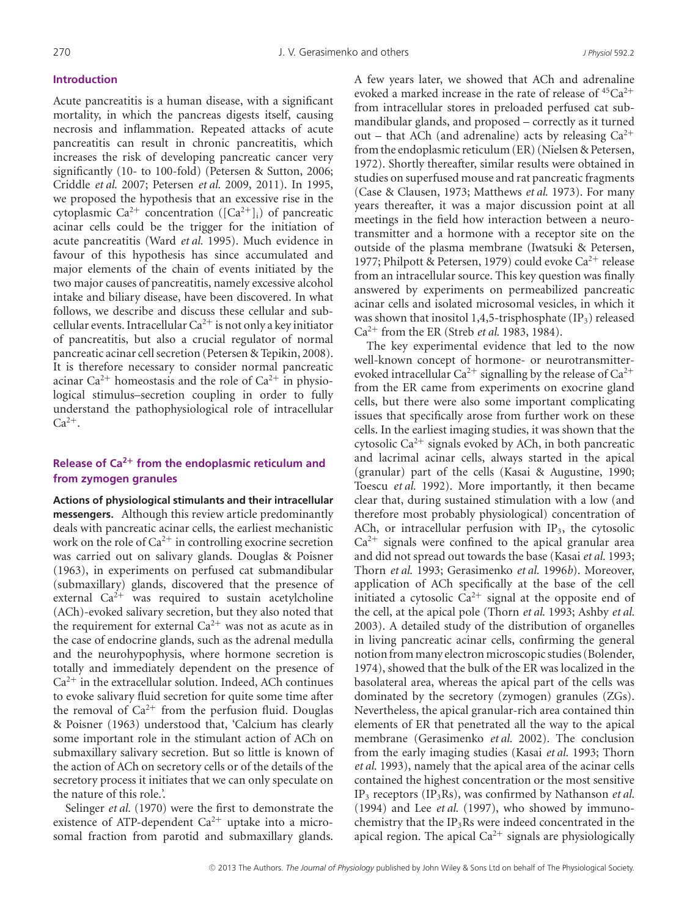## Introduction

Acute pancreatitis is a human disease, with a significant mortality, in which the pancreas digests itself, causing necrosis and inflammation. Repeated attacks of acute pancreatitis can result in chronic pancreatitis, which increases the risk of developing pancreatic cancer very significantly (10- to 100-fold) (Petersen & Sutton, 2006; Criddle *et al.* 2007; Petersen *et al.* 2009, 2011). In 1995, we proposed the hypothesis that an excessive rise in the cytoplasmic $Ca^{2+}$ concentration ($[Ca^{2+}]_i$) of pancreatic acinar cells could be the trigger for the initiation of acute pancreatitis (Ward *et al.* 1995). Much evidence in favour of this hypothesis has since accumulated and major elements of the chain of events initiated by the two major causes of pancreatitis, namely excessive alcohol intake and biliary disease, have been discovered. In what follows, we describe and discuss these cellular and subcellular events. Intracellular $Ca^{2+}$ is not only a key initiator of pancreatitis, but also a crucial regulator of normal pancreatic acinar cell secretion (Petersen & Tepikin, 2008). It is therefore necessary to consider normal pancreatic acinar $Ca^{2+}$ homeostasis and the role of $Ca^{2+}$ in physiological stimulus–secretion coupling in order to fully understand the pathophysiological role of intracellular $Ca^{2+}$.

## Release of $Ca^{2+}$ from the endoplasmic reticulum and from zymogen granules

**Actions of physiological stimulants and their intracellular messengers.** Although this review article predominantly deals with pancreatic acinar cells, the earliest mechanistic work on the role of $Ca^{2+}$ in controlling exocrine secretion was carried out on salivary glands. Douglas & Poisner (1963), in experiments on perfused cat submandibular (submaxillary) glands, discovered that the presence of external $Ca^{2+}$ was required to sustain acetylcholine (ACh)-evoked salivary secretion, but they also noted that the requirement for external $Ca^{2+}$ was not as acute as in the case of endocrine glands, such as the adrenal medulla and the neurohypophysis, where hormone secretion is totally and immediately dependent on the presence of $Ca^{2+}$ in the extracellular solution. Indeed, ACh continues to evoke salivary fluid secretion for quite some time after the removal of $Ca^{2+}$ from the perfusion fluid. Douglas & Poisner (1963) understood that, 'Calcium has clearly some important role in the stimulant action of ACh on submaxillary salivary secretion. But so little is known of the action of ACh on secretory cells or of the details of the secretory process it initiates that we can only speculate on the nature of this role.'.

Selinger *et al.* (1970) were the first to demonstrate the existence of ATP-dependent $Ca^{2+}$ uptake into a microsomal fraction from parotid and submaxillary glands. A few years later, we showed that ACh and adrenaline evoked a marked increase in the rate of release of $^{45}Ca^{2+}$ from intracellular stores in preloaded perfused cat submandibular glands, and proposed – correctly as it turned out – that ACh (and adrenaline) acts by releasing $Ca^{2+}$ from the endoplasmic reticulum (ER) (Nielsen & Petersen, 1972). Shortly thereafter, similar results were obtained in studies on superfused mouse and rat pancreatic fragments (Case & Clausen, 1973; Matthews *et al.* 1973). For many years thereafter, it was a major discussion point at all meetings in the field how interaction between a neurotransmitter and a hormone with a receptor site on the outside of the plasma membrane (Iwatsuki & Petersen, 1977; Philpott & Petersen, 1979) could evoke $Ca^{2+}$ release from an intracellular source. This key question was finally answered by experiments on permeabilized pancreatic acinar cells and isolated microsomal vesicles, in which it was shown that inositol 1,4,5-trisphosphate ($IP_3$) released $Ca^{2+}$ from the ER (Streb *et al.* 1983, 1984).

The key experimental evidence that led to the now well-known concept of hormone- or neurotransmitter-evoked intracellular $Ca^{2+}$ signalling by the release of $Ca^{2+}$ from the ER came from experiments on exocrine gland cells, but there were also some important complicating issues that specifically arose from further work on these cells. In the earliest imaging studies, it was shown that the cytosolic $Ca^{2+}$ signals evoked by ACh, in both pancreatic and lacrimal acinar cells, always started in the apical (granular) part of the cells (Kasai & Augustine, 1990; Toescu *et al.* 1992). More importantly, it then became clear that, during sustained stimulation with a low (and therefore most probably physiological) concentration of ACh, or intracellular perfusion with $IP_3$, the cytosolic $Ca^{2+}$ signals were confined to the apical granular area and did not spread out towards the base (Kasai *et al.* 1993; Thorn *et al.* 1993; Gerasimenko *et al.* 1996*b*). Moreover, application of ACh specifically at the base of the cell initiated a cytosolic $Ca^{2+}$ signal at the opposite end of the cell, at the apical pole (Thorn *et al.* 1993; Ashby *et al.* 2003). A detailed study of the distribution of organelles in living pancreatic acinar cells, confirming the general notion from many electron microscopic studies (Bolender, 1974), showed that the bulk of the ER was localized in the basolateral area, whereas the apical part of the cells was dominated by the secretory (zymogen) granules (ZGs). Nevertheless, the apical granular-rich area contained thin elements of ER that penetrated all the way to the apical membrane (Gerasimenko *et al.* 2002). The conclusion from the early imaging studies (Kasai *et al.* 1993; Thorn *et al.* 1993), namely that the apical area of the acinar cells contained the highest concentration or the most sensitive $IP_3$ receptors ($IP_3Rs$), was confirmed by Nathanson *et al.* (1994) and Lee *et al.* (1997), who showed by immunochemistry that the $IP_3Rs$ were indeed concentrated in the apical region. The apical $Ca^{2+}$ signals are physiologically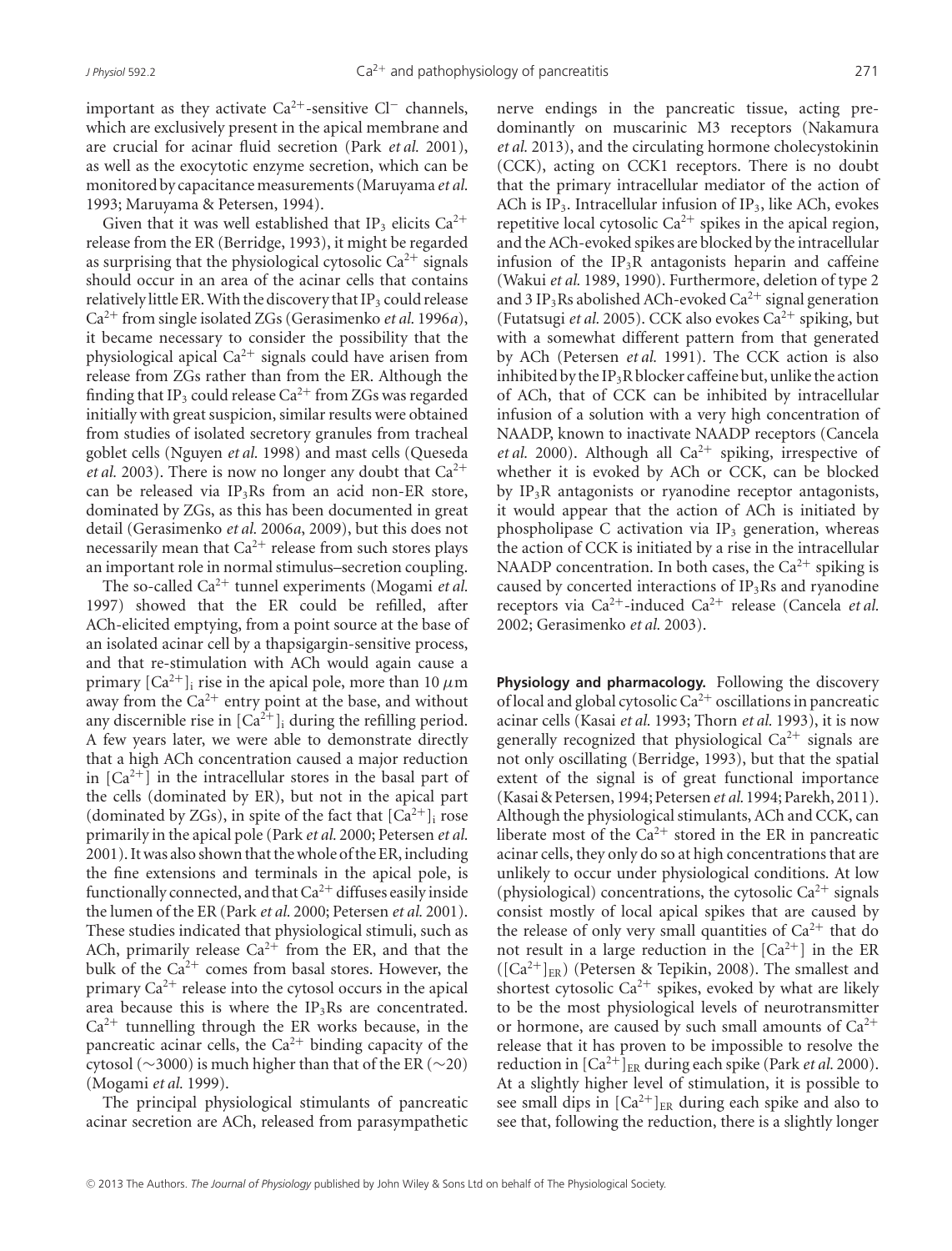important as they activate $Ca^{2+}$-sensitive $Cl^-$ channels, which are exclusively present in the apical membrane and are crucial for acinar fluid secretion (Park *et al.* 2001), as well as the exocytotic enzyme secretion, which can be monitored by capacitance measurements (Maruyama *et al.* 1993; Maruyama & Petersen, 1994).

Given that it was well established that $IP_3$ elicits $Ca^{2+}$ release from the ER (Berridge, 1993), it might be regarded as surprising that the physiological cytosolic $Ca^{2+}$ signals should occur in an area of the acinar cells that contains relatively little ER. With the discovery that $IP_3$ could release $Ca^{2+}$ from single isolated ZGs (Gerasimenko *et al.* 1996*a*), it became necessary to consider the possibility that the physiological apical $Ca^{2+}$ signals could have arisen from release from ZGs rather than from the ER. Although the finding that $IP_3$ could release $Ca^{2+}$ from ZGs was regarded initially with great suspicion, similar results were obtained from studies of isolated secretory granules from tracheal goblet cells (Nguyen *et al.* 1998) and mast cells (Queseda *et al.* 2003). There is now no longer any doubt that $Ca^{2+}$ can be released via $IP_3$Rs from an acid non-ER store, dominated by ZGs, as this has been documented in great detail (Gerasimenko *et al.* 2006*a*, 2009), but this does not necessarily mean that $Ca^{2+}$ release from such stores plays an important role in normal stimulus–secretion coupling.

The so-called $Ca^{2+}$ tunnel experiments (Mogami *et al.* 1997) showed that the ER could be refilled, after ACh-elicited emptying, from a point source at the base of an isolated acinar cell by a thapsigargin-sensitive process, and that re-stimulation with ACh would again cause a primary $[Ca^{2+}]_i$ rise in the apical pole, more than 10 $\mu$m away from the $Ca^{2+}$ entry point at the base, and without any discernible rise in $[Ca^{2+}]_i$ during the refilling period. A few years later, we were able to demonstrate directly that a high ACh concentration caused a major reduction in $[Ca^{2+}]$ in the intracellular stores in the basal part of the cells (dominated by ER), but not in the apical part (dominated by ZGs), in spite of the fact that $[Ca^{2+}]_i$ rose primarily in the apical pole (Park *et al.* 2000; Petersen *et al.* 2001). It was also shown that the whole of the ER, including the fine extensions and terminals in the apical pole, is functionally connected, and that $Ca^{2+}$ diffuses easily inside the lumen of the ER (Park *et al.* 2000; Petersen *et al.* 2001). These studies indicated that physiological stimuli, such as ACh, primarily release $Ca^{2+}$ from the ER, and that the bulk of the $Ca^{2+}$ comes from basal stores. However, the primary $Ca^{2+}$ release into the cytosol occurs in the apical area because this is where the $IP_3$Rs are concentrated. $Ca^{2+}$ tunnelling through the ER works because, in the pancreatic acinar cells, the $Ca^{2+}$ binding capacity of the cytosol (~3000) is much higher than that of the ER (~20) (Mogami *et al.* 1999).

The principal physiological stimulants of pancreatic acinar secretion are ACh, released from parasympathetic nerve endings in the pancreatic tissue, acting predominantly on muscarinic M3 receptors (Nakamura *et al.* 2013), and the circulating hormone cholecystokinin (CCK), acting on CCK1 receptors. There is no doubt that the primary intracellular mediator of the action of ACh is $IP_3$. Intracellular infusion of $IP_3$, like ACh, evokes repetitive local cytosolic $Ca^{2+}$ spikes in the apical region, and the ACh-evoked spikes are blocked by the intracellular infusion of the $IP_3$R antagonists heparin and caffeine (Wakui *et al.* 1989, 1990). Furthermore, deletion of type 2 and 3 $IP_3$Rs abolished ACh-evoked $Ca^{2+}$ signal generation (Futatsugi *et al.* 2005). CCK also evokes $Ca^{2+}$ spiking, but with a somewhat different pattern from that generated by ACh (Petersen *et al.* 1991). The CCK action is also inhibited by the $IP_3$R blocker caffeine but, unlike the action of ACh, that of CCK can be inhibited by intracellular infusion of a solution with a very high concentration of NAADP, known to inactivate NAADP receptors (Cancela *et al.* 2000). Although all $Ca^{2+}$ spiking, irrespective of whether it is evoked by ACh or CCK, can be blocked by $IP_3$R antagonists or ryanodine receptor antagonists, it would appear that the action of ACh is initiated by phospholipase C activation via $IP_3$ generation, whereas the action of CCK is initiated by a rise in the intracellular NAADP concentration. In both cases, the $Ca^{2+}$ spiking is caused by concerted interactions of $IP_3$Rs and ryanodine receptors via $Ca^{2+}$-induced $Ca^{2+}$ release (Cancela *et al.* 2002; Gerasimenko *et al.* 2003).

**Physiology and pharmacology.** Following the discovery of local and global cytosolic $Ca^{2+}$ oscillations in pancreatic acinar cells (Kasai *et al.* 1993; Thorn *et al.* 1993), it is now generally recognized that physiological $Ca^{2+}$ signals are not only oscillating (Berridge, 1993), but that the spatial extent of the signal is of great functional importance (Kasai & Petersen, 1994; Petersen *et al.* 1994; Parekh, 2011). Although the physiological stimulants, ACh and CCK, can liberate most of the $Ca^{2+}$ stored in the ER in pancreatic acinar cells, they only do so at high concentrations that are unlikely to occur under physiological conditions. At low (physiological) concentrations, the cytosolic $Ca^{2+}$ signals consist mostly of local apical spikes that are caused by the release of only very small quantities of $Ca^{2+}$ that do not result in a large reduction in the $[Ca^{2+}]$ in the ER ($[Ca^{2+}]_{ER}$) (Petersen & Tepikin, 2008). The smallest and shortest cytosolic $Ca^{2+}$ spikes, evoked by what are likely to be the most physiological levels of neurotransmitter or hormone, are caused by such small amounts of $Ca^{2+}$ release that it has proven to be impossible to resolve the reduction in $[Ca^{2+}]_{ER}$ during each spike (Park *et al.* 2000). At a slightly higher level of stimulation, it is possible to see small dips in $[Ca^{2+}]_{ER}$ during each spike and also to see that, following the reduction, there is a slightly longer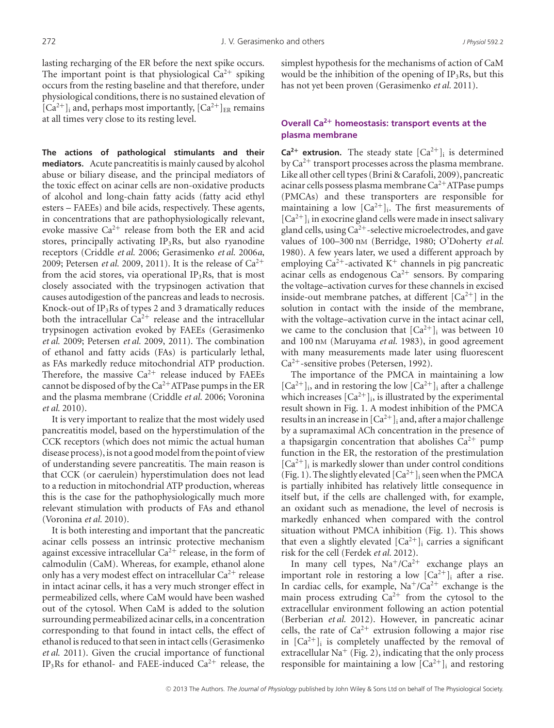lasting recharging of the ER before the next spike occurs. The important point is that physiological $Ca^{2+}$ spiking occurs from the resting baseline and that therefore, under physiological conditions, there is no sustained elevation of $[Ca^{2+}]_i$ and, perhaps most importantly, $[Ca^{2+}]_{ER}$ remains at all times very close to its resting level.

**The actions of pathological stimulants and their mediators.** Acute pancreatitis is mainly caused by alcohol abuse or biliary disease, and the principal mediators of the toxic effect on acinar cells are non-oxidative products of alcohol and long-chain fatty acids (fatty acid ethyl esters – FAEEs) and bile acids, respectively. These agents, in concentrations that are pathophysiologically relevant, evoke massive $Ca^{2+}$ release from both the ER and acid stores, principally activating $IP_3Rs$, but also ryanodine receptors (Criddle *et al.* 2006; Gerasimenko *et al.* 2006*a*, 2009; Petersen *et al.* 2009, 2011). It is the release of $Ca^{2+}$ from the acid stores, via operational $IP_3Rs$, that is most closely associated with the trypsinogen activation that causes autodigestion of the pancreas and leads to necrosis. Knock-out of $IP_3Rs$ of types 2 and 3 dramatically reduces both the intracellular $Ca^{2+}$ release and the intracellular trypsinogen activation evoked by FAEEs (Gerasimenko *et al.* 2009; Petersen *et al.* 2009, 2011). The combination of ethanol and fatty acids (FAs) is particularly lethal, as FAs markedly reduce mitochondrial ATP production. Therefore, the massive $Ca^{2+}$ release induced by FAEEs cannot be disposed of by the $Ca^{2+}$ATPase pumps in the ER and the plasma membrane (Criddle *et al.* 2006; Voronina *et al.* 2010).

It is very important to realize that the most widely used pancreatitis model, based on the hyperstimulation of the CCK receptors (which does not mimic the actual human disease process), is not a good model from the point of view of understanding severe pancreatitis. The main reason is that CCK (or caerulein) hyperstimulation does not lead to a reduction in mitochondrial ATP production, whereas this is the case for the pathophysiologically much more relevant stimulation with products of FAs and ethanol (Voronina *et al.* 2010).

It is both interesting and important that the pancreatic acinar cells possess an intrinsic protective mechanism against excessive intracellular $Ca^{2+}$ release, in the form of calmodulin (CaM). Whereas, for example, ethanol alone only has a very modest effect on intracellular $Ca^{2+}$ release in intact acinar cells, it has a very much stronger effect in permeabilized cells, where CaM would have been washed out of the cytosol. When CaM is added to the solution surrounding permeabilized acinar cells, in a concentration corresponding to that found in intact cells, the effect of ethanol is reduced to that seen in intact cells (Gerasimenko *et al.* 2011). Given the crucial importance of functional $IP_3Rs$ for ethanol- and FAEE-induced $Ca^{2+}$ release, the simplest hypothesis for the mechanisms of action of CaM would be the inhibition of the opening of $IP_3Rs$, but this has not yet been proven (Gerasimenko *et al.* 2011).

## Overall $Ca^{2+}$ homeostasis: transport events at the plasma membrane

**$Ca^{2+}$ extrusion.** The steady state $[Ca^{2+}]_i$ is determined by $Ca^{2+}$ transport processes across the plasma membrane. Like all other cell types (Brini & Carafoli, 2009), pancreatic acinar cells possess plasma membrane $Ca^{2+}$ATPase pumps (PMCAs) and these transporters are responsible for maintaining a low $[Ca^{2+}]_i$. The first measurements of $[Ca^{2+}]_i$ in exocrine gland cells were made in insect salivary gland cells, using $Ca^{2+}$-selective microelectrodes, and gave values of 100–300 nM (Berridge, 1980; O'Doherty *et al.* 1980). A few years later, we used a different approach by employing $Ca^{2+}$-activated $K^+$ channels in pig pancreatic acinar cells as endogenous $Ca^{2+}$ sensors. By comparing the voltage–activation curves for these channels in excised inside-out membrane patches, at different $[Ca^{2+}]$ in the solution in contact with the inside of the membrane, with the voltage–activation curve in the intact acinar cell, we came to the conclusion that $[Ca^{2+}]_i$ was between 10 and 100 nM (Maruyama *et al.* 1983), in good agreement with many measurements made later using fluorescent $Ca^{2+}$-sensitive probes (Petersen, 1992).

The importance of the PMCA in maintaining a low $[Ca^{2+}]_i$, and in restoring the low $[Ca^{2+}]_i$ after a challenge which increases $[Ca^{2+}]_i$, is illustrated by the experimental result shown in Fig. 1. A modest inhibition of the PMCA results in an increase in $[Ca^{2+}]_i$ and, after a major challenge by a supramaximal ACh concentration in the presence of a thapsigargin concentration that abolishes $Ca^{2+}$ pump function in the ER, the restoration of the prestimulation $[Ca^{2+}]_i$ is markedly slower than under control conditions (Fig. 1). The slightly elevated $[Ca^{2+}]_i$ seen when the PMCA is partially inhibited has relatively little consequence in itself but, if the cells are challenged with, for example, an oxidant such as menadione, the level of necrosis is markedly enhanced when compared with the control situation without PMCA inhibition (Fig. 1). This shows that even a slightly elevated $[Ca^{2+}]_i$ carries a significant risk for the cell (Ferdek *et al.* 2012).

In many cell types, $Na^+/Ca^{2+}$ exchange plays an important role in restoring a low $[Ca^{2+}]_i$ after a rise. In cardiac cells, for example, $Na^+/Ca^{2+}$ exchange is the main process extruding $Ca^{2+}$ from the cytosol to the extracellular environment following an action potential (Berberian *et al.* 2012). However, in pancreatic acinar cells, the rate of $Ca^{2+}$ extrusion following a major rise in $[Ca^{2+}]_i$ is completely unaffected by the removal of extracellular $Na^+$ (Fig. 2), indicating that the only process responsible for maintaining a low $[Ca^{2+}]_i$ and restoring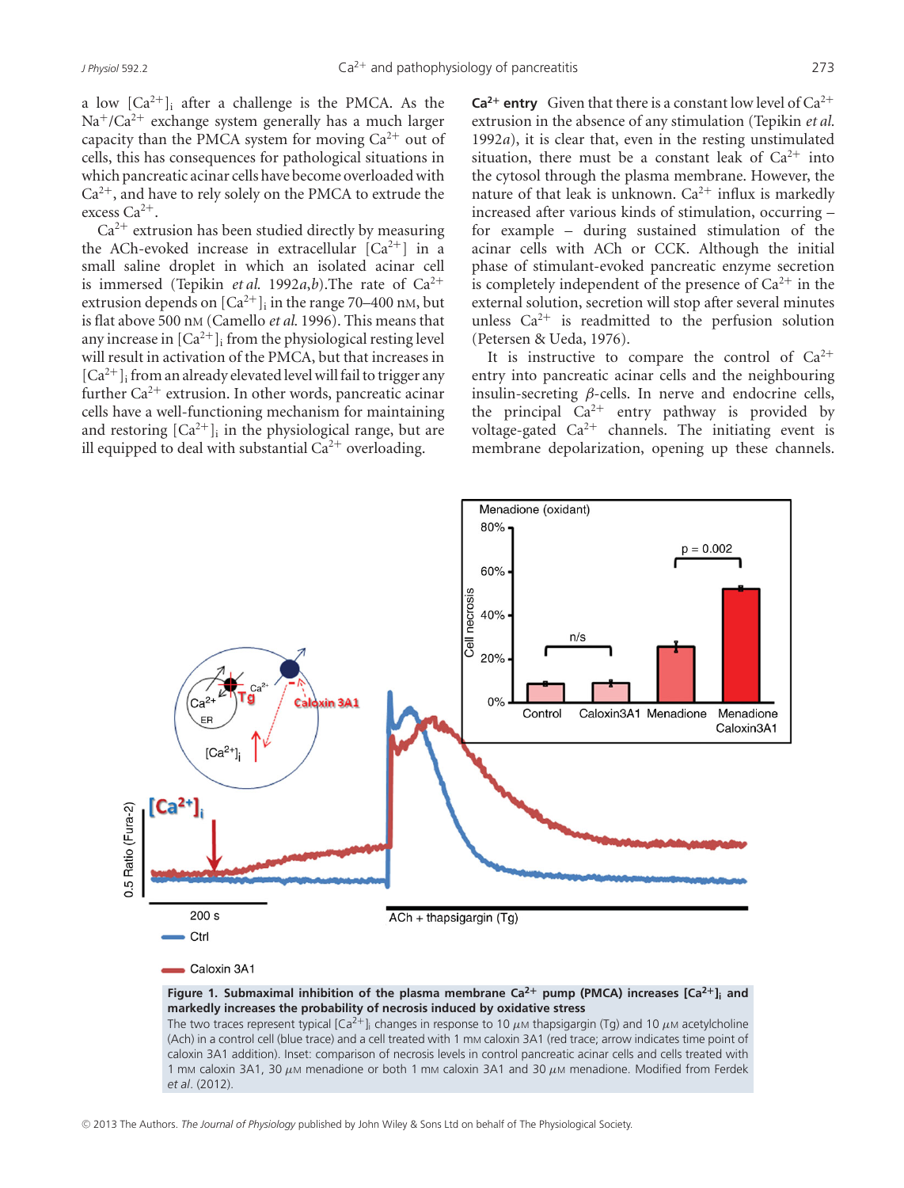a low $[Ca^{2+}]_i$ after a challenge is the PMCA. As the $Na^+/Ca^{2+}$ exchange system generally has a much larger capacity than the PMCA system for moving $Ca^{2+}$ out of cells, this has consequences for pathological situations in which pancreatic acinar cells have become overloaded with $Ca^{2+}$, and have to rely solely on the PMCA to extrude the excess $Ca^{2+}$.

$Ca^{2+}$ extrusion has been studied directly by measuring the ACh-evoked increase in extracellular $[Ca^{2+}]$ in a small saline droplet in which an isolated acinar cell is immersed (Tepikin *et al.* 1992*a*,*b*).The rate of $Ca^{2+}$ extrusion depends on $[Ca^{2+}]_i$ in the range 70–400 nM, but is flat above 500 nM (Camello *et al.* 1996). This means that any increase in $[Ca^{2+}]_i$ from the physiological resting level will result in activation of the PMCA, but that increases in $[Ca^{2+}]_i$ from an already elevated level will fail to trigger any further $Ca^{2+}$ extrusion. In other words, pancreatic acinar cells have a well-functioning mechanism for maintaining and restoring $[Ca^{2+}]_i$ in the physiological range, but are ill equipped to deal with substantial $Ca^{2+}$ overloading.

**$Ca^{2+}$ entry** Given that there is a constant low level of $Ca^{2+}$ extrusion in the absence of any stimulation (Tepikin *et al.* 1992*a*), it is clear that, even in the resting unstimulated situation, there must be a constant leak of $Ca^{2+}$ into the cytosol through the plasma membrane. However, the nature of that leak is unknown. $Ca^{2+}$ influx is markedly increased after various kinds of stimulation, occurring – for example – during sustained stimulation of the acinar cells with ACh or CCK. Although the initial phase of stimulant-evoked pancreatic enzyme secretion is completely independent of the presence of $Ca^{2+}$ in the external solution, secretion will stop after several minutes unless $Ca^{2+}$ is readmitted to the perfusion solution (Petersen & Ueda, 1976).

It is instructive to compare the control of $Ca^{2+}$ entry into pancreatic acinar cells and the neighbouring insulin-secreting $\beta$-cells. In nerve and endocrine cells, the principal $Ca^{2+}$ entry pathway is provided by voltage-gated $Ca^{2+}$ channels. The initiating event is membrane depolarization, opening up these channels.

**Figure 1. Submaximal inhibition of the plasma membrane $Ca^{2+}$ pump (PMCA) increases $[Ca^{2+}]_i$ and markedly increases the probability of necrosis induced by oxidative stress**
The two traces represent typical $[Ca^{2+}]_i$ changes in response to 10 μM thapsigargin (Tg) and 10 μM acetylcholine (Ach) in a control cell (blue trace) and a cell treated with 1 mM caloxin 3A1 (red trace; arrow indicates time point of caloxin 3A1 addition). Inset: comparison of necrosis levels in control pancreatic acinar cells and cells treated with 1 mM caloxin 3A1, 30 μM menadione or both 1 mM caloxin 3A1 and 30 μM menadione. Modified from Ferdek *et al.* (2012).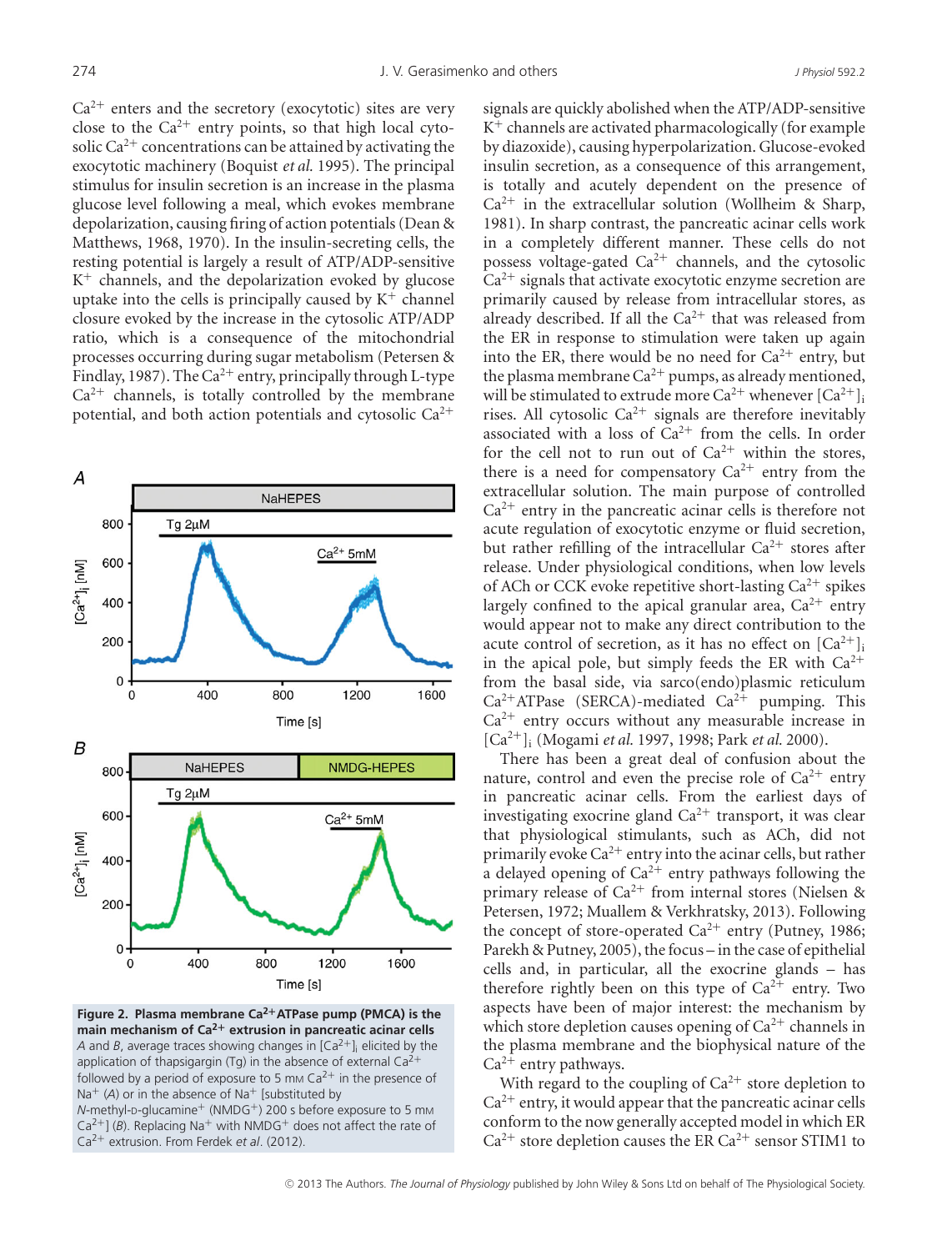$Ca^{2+}$ enters and the secretory (exocytotic) sites are very close to the $Ca^{2+}$ entry points, so that high local cytosolic $Ca^{2+}$ concentrations can be attained by activating the exocytotic machinery (Boquist *et al.* 1995). The principal stimulus for insulin secretion is an increase in the plasma glucose level following a meal, which evokes membrane depolarization, causing firing of action potentials (Dean & Matthews, 1968, 1970). In the insulin-secreting cells, the resting potential is largely a result of ATP/ADP-sensitive $K^+$ channels, and the depolarization evoked by glucose uptake into the cells is principally caused by $K^+$ channel closure evoked by the increase in the cytosolic ATP/ADP ratio, which is a consequence of the mitochondrial processes occurring during sugar metabolism (Petersen & Findlay, 1987). The $Ca^{2+}$ entry, principally through L-type $Ca^{2+}$ channels, is totally controlled by the membrane potential, and both action potentials and cytosolic $Ca^{2+}$ signals are quickly abolished when the ATP/ADP-sensitive $K^+$ channels are activated pharmacologically (for example by diazoxide), causing hyperpolarization. Glucose-evoked insulin secretion, as a consequence of this arrangement, is totally and acutely dependent on the presence of $Ca^{2+}$ in the extracellular solution (Wollheim & Sharp, 1981). In sharp contrast, the pancreatic acinar cells work in a completely different manner. These cells do not possess voltage-gated $Ca^{2+}$ channels, and the cytosolic $Ca^{2+}$ signals that activate exocytotic enzyme secretion are primarily caused by release from intracellular stores, as already described. If all the $Ca^{2+}$ that was released from the ER in response to stimulation were taken up again into the ER, there would be no need for $Ca^{2+}$ entry, but the plasma membrane $Ca^{2+}$ pumps, as already mentioned, will be stimulated to extrude more $Ca^{2+}$ whenever $[Ca^{2+}]_i$ rises. All cytosolic $Ca^{2+}$ signals are therefore inevitably associated with a loss of $Ca^{2+}$ from the cells. In order for the cell not to run out of $Ca^{2+}$ within the stores, there is a need for compensatory $Ca^{2+}$ entry from the extracellular solution. The main purpose of controlled $Ca^{2+}$ entry in the pancreatic acinar cells is therefore not acute regulation of exocytotic enzyme or fluid secretion, but rather refilling of the intracellular $Ca^{2+}$ stores after release. Under physiological conditions, when low levels of ACh or CCK evoke repetitive short-lasting $Ca^{2+}$ spikes largely confined to the apical granular area, $Ca^{2+}$ entry would appear not to make any direct contribution to the acute control of secretion, as it has no effect on $[Ca^{2+}]_i$ in the apical pole, but simply feeds the ER with $Ca^{2+}$ from the basal side, via sarco(endo)plasmic reticulum $Ca^{2+}$ATPase (SERCA)-mediated $Ca^{2+}$ pumping. This $Ca^{2+}$ entry occurs without any measurable increase in $[Ca^{2+}]_i$ (Mogami *et al.* 1997, 1998; Park *et al.* 2000).

**Figure 2. Plasma membrane $Ca^{2+}$ATPase pump (PMCA) is the main mechanism of $Ca^{2+}$ extrusion in pancreatic acinar cells**
*A* and *B*, average traces showing changes in $[Ca^{2+}]_i$ elicited by the application of thapsigargin (Tg) in the absence of external $Ca^{2+}$ followed by a period of exposure to 5 mM $Ca^{2+}$ in the presence of $Na^+$ (*A*) or in the absence of $Na^+$ [substituted by *N*-methyl-D-glucamine$^+$ (NMDG$^+$) 200 s before exposure to 5 mM $Ca^{2+}$] (*B*). Replacing $Na^+$ with NMDG$^+$ does not affect the rate of $Ca^{2+}$ extrusion. From Ferdek *et al.* (2012).

There has been a great deal of confusion about the nature, control and even the precise role of $Ca^{2+}$ entry in pancreatic acinar cells. From the earliest days of investigating exocrine gland $Ca^{2+}$ transport, it was clear that physiological stimulants, such as ACh, did not primarily evoke $Ca^{2+}$ entry into the acinar cells, but rather a delayed opening of $Ca^{2+}$ entry pathways following the primary release of $Ca^{2+}$ from internal stores (Nielsen & Petersen, 1972; Muallem & Verkhratsky, 2013). Following the concept of store-operated $Ca^{2+}$ entry (Putney, 1986; Parekh & Putney, 2005), the focus – in the case of epithelial cells and, in particular, all the exocrine glands – has therefore rightly been on this type of $Ca^{2+}$ entry. Two aspects have been of major interest: the mechanism by which store depletion causes opening of $Ca^{2+}$ channels in the plasma membrane and the biophysical nature of the $Ca^{2+}$ entry pathways.

With regard to the coupling of $Ca^{2+}$ store depletion to $Ca^{2+}$ entry, it would appear that the pancreatic acinar cells conform to the now generally accepted model in which ER $Ca^{2+}$ store depletion causes the ER $Ca^{2+}$ sensor STIM1 to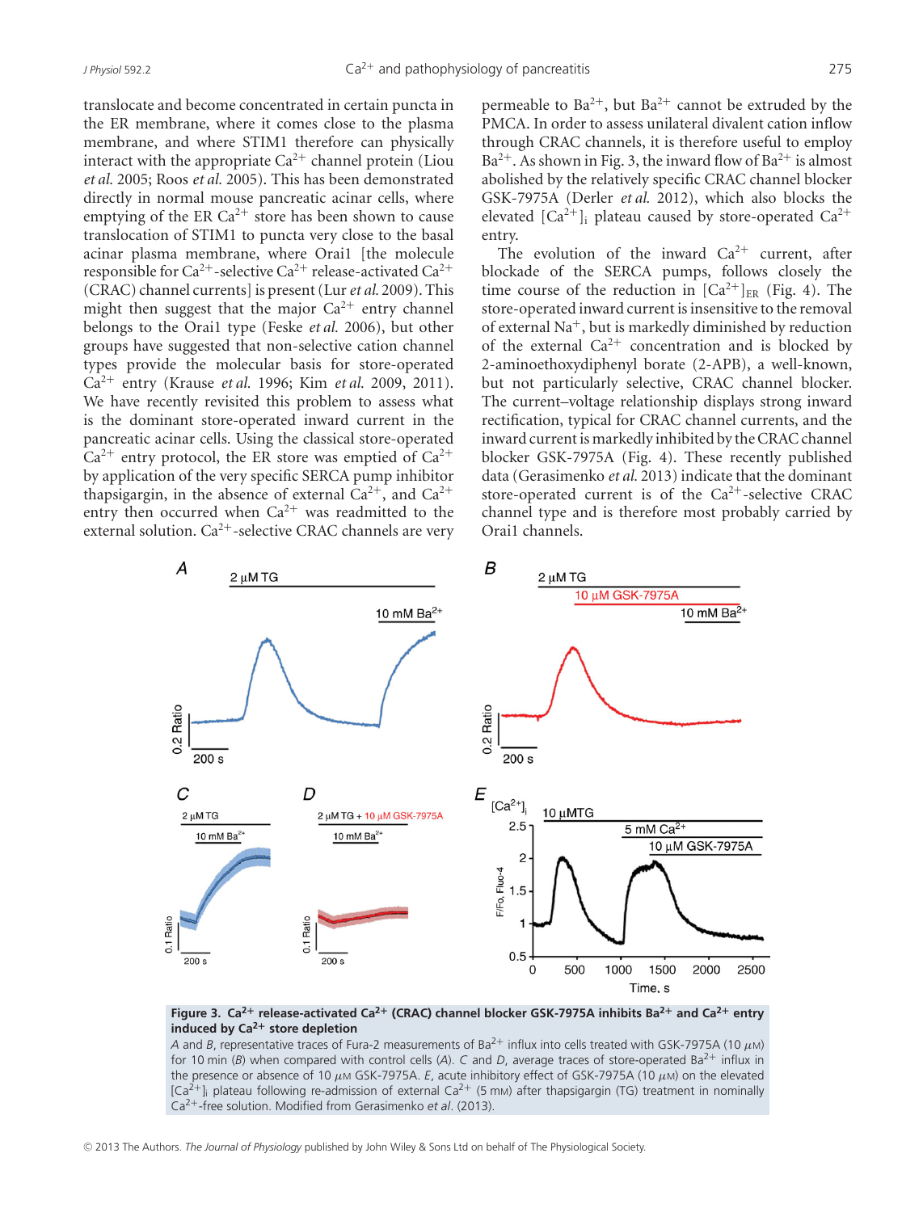translocate and become concentrated in certain puncta in the ER membrane, where it comes close to the plasma membrane, and where STIM1 therefore can physically interact with the appropriate $Ca^{2+}$ channel protein (Liou *et al.* 2005; Roos *et al.* 2005). This has been demonstrated directly in normal mouse pancreatic acinar cells, where emptying of the ER $Ca^{2+}$ store has been shown to cause translocation of STIM1 to puncta very close to the basal acinar plasma membrane, where Orai1 [the molecule responsible for $Ca^{2+}$-selective $Ca^{2+}$ release-activated $Ca^{2+}$ (CRAC) channel currents] is present (Lur *et al.* 2009). This might then suggest that the major $Ca^{2+}$ entry channel belongs to the Orai1 type (Feske *et al.* 2006), but other groups have suggested that non-selective cation channel types provide the molecular basis for store-operated $Ca^{2+}$ entry (Krause *et al.* 1996; Kim *et al.* 2009, 2011). We have recently revisited this problem to assess what is the dominant store-operated inward current in the pancreatic acinar cells. Using the classical store-operated $Ca^{2+}$ entry protocol, the ER store was emptied of $Ca^{2+}$ by application of the very specific SERCA pump inhibitor thapsigargin, in the absence of external $Ca^{2+}$, and $Ca^{2+}$ entry then occurred when $Ca^{2+}$ was readmitted to the external solution. $Ca^{2+}$-selective CRAC channels are very permeable to $Ba^{2+}$, but $Ba^{2+}$ cannot be extruded by the PMCA. In order to assess unilateral divalent cation inflow through CRAC channels, it is therefore useful to employ $Ba^{2+}$. As shown in Fig. 3, the inward flow of $Ba^{2+}$ is almost abolished by the relatively specific CRAC channel blocker GSK-7975A (Derler *et al.* 2012), which also blocks the elevated $[Ca^{2+}]_i$ plateau caused by store-operated $Ca^{2+}$ entry.

The evolution of the inward $Ca^{2+}$ current, after blockade of the SERCA pumps, follows closely the time course of the reduction in $[Ca^{2+}]_{ER}$ (Fig. 4). The store-operated inward current is insensitive to the removal of external $Na^+$, but is markedly diminished by reduction of the external $Ca^{2+}$ concentration and is blocked by 2-aminoethoxydiphenyl borate (2-APB), a well-known, but not particularly selective, CRAC channel blocker. The current–voltage relationship displays strong inward rectification, typical for CRAC channel currents, and the inward current is markedly inhibited by the CRAC channel blocker GSK-7975A (Fig. 4). These recently published data (Gerasimenko *et al.* 2013) indicate that the dominant store-operated current is of the $Ca^{2+}$-selective CRAC channel type and is therefore most probably carried by Orai1 channels.

**Figure 3. $Ca^{2+}$ release-activated $Ca^{2+}$ (CRAC) channel blocker GSK-7975A inhibits $Ba^{2+}$ and $Ca^{2+}$ entry induced by $Ca^{2+}$ store depletion**

*A* and *B*, representative traces of Fura-2 measurements of $Ba^{2+}$ influx into cells treated with GSK-7975A (10 $\mu$M) for 10 min (*B*) when compared with control cells (*A*). *C* and *D*, average traces of store-operated $Ba^{2+}$ influx in the presence or absence of 10 $\mu$M GSK-7975A. *E*, acute inhibitory effect of GSK-7975A (10 $\mu$M) on the elevated $[Ca^{2+}]_i$ plateau following re-admission of external $Ca^{2+}$ (5 mM) after thapsigargin (TG) treatment in nominally $Ca^{2+}$-free solution. Modified from Gerasimenko *et al.* (2013).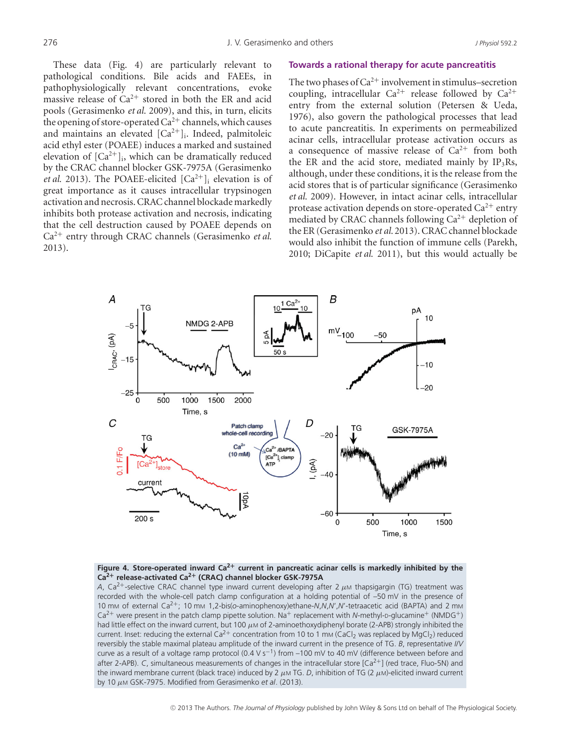These data (Fig. 4) are particularly relevant to pathological conditions. Bile acids and FAEEs, in pathophysiologically relevant concentrations, evoke massive release of $Ca^{2+}$ stored in both the ER and acid pools (Gerasimenko *et al.* 2009), and this, in turn, elicits the opening of store-operated $Ca^{2+}$ channels, which causes and maintains an elevated $[Ca^{2+}]_i$. Indeed, palmitoleic acid ethyl ester (POAEE) induces a marked and sustained elevation of $[Ca^{2+}]_i$, which can be dramatically reduced by the CRAC channel blocker GSK-7975A (Gerasimenko *et al.* 2013). The POAEE-elicited $[Ca^{2+}]_i$ elevation is of great importance as it causes intracellular trypsinogen activation and necrosis. CRAC channel blockade markedly inhibits both protease activation and necrosis, indicating that the cell destruction caused by POAEE depends on $Ca^{2+}$ entry through CRAC channels (Gerasimenko *et al.* 2013).

## Towards a rational therapy for acute pancreatitis

The two phases of $Ca^{2+}$ involvement in stimulus–secretion coupling, intracellular $Ca^{2+}$ release followed by $Ca^{2+}$ entry from the external solution (Petersen & Ueda, 1976), also govern the pathological processes that lead to acute pancreatitis. In experiments on permeabilized acinar cells, intracellular protease activation occurs as a consequence of massive release of $Ca^{2+}$ from both the ER and the acid store, mediated mainly by $IP_3$Rs, although, under these conditions, it is the release from the acid stores that is of particular significance (Gerasimenko *et al.* 2009). However, in intact acinar cells, intracellular protease activation depends on store-operated $Ca^{2+}$ entry mediated by CRAC channels following $Ca^{2+}$ depletion of the ER (Gerasimenko *et al.* 2013). CRAC channel blockade would also inhibit the function of immune cells (Parekh, 2010; DiCapite *et al.* 2011), but this would actually be

**Figure 4. Store-operated inward $Ca^{2+}$ current in pancreatic acinar cells is markedly inhibited by the $Ca^{2+}$ release-activated $Ca^{2+}$ (CRAC) channel blocker GSK-7975A**

*A*, $Ca^{2+}$-selective CRAC channel type inward current developing after 2 μM thapsigargin (TG) treatment was recorded with the whole-cell patch clamp configuration at a holding potential of −50 mV in the presence of 10 mM of external $Ca^{2+}$; 10 mM 1,2-bis(*o*-aminophenoxy)ethane-*N*,*N*,*N*′,*N*′-tetraacetic acid (BAPTA) and 2 mM $Ca^{2+}$ were present in the patch clamp pipette solution. $Na^+$ replacement with *N*-methyl-D-glucamine$^+$ ($NMDG^+$) had little effect on the inward current, but 100 μM of 2-aminoethoxydiphenyl borate (2-APB) strongly inhibited the current. Inset: reducing the external $Ca^{2+}$ concentration from 10 to 1 mM ($CaCl_2$ was replaced by $MgCl_2$) reduced reversibly the stable maximal plateau amplitude of the inward current in the presence of TG. *B*, representative *I*/*V* curve as a result of a voltage ramp protocol (0.4 V $s^{-1}$) from −100 mV to 40 mV (difference between before and after 2-APB). *C*, simultaneous measurements of changes in the intracellular store $[Ca^{2+}]$ (red trace, Fluo-5N) and the inward membrane current (black trace) induced by 2 μM TG. *D*, inhibition of TG (2 μM)-elicited inward current by 10 μM GSK-7975. Modified from Gerasimenko *et al.* (2013).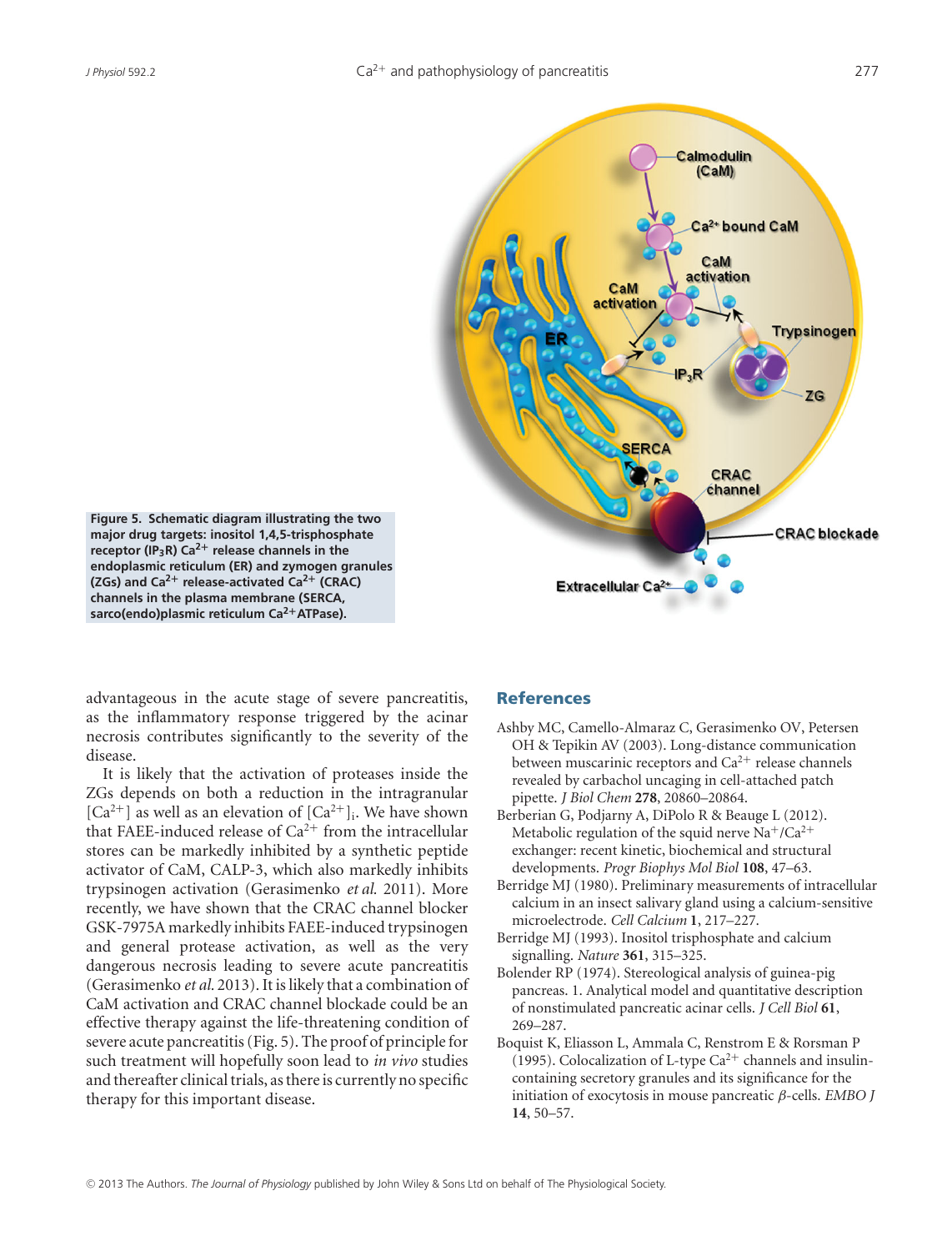**Figure 5. Schematic diagram illustrating the two major drug targets: inositol 1,4,5-trisphosphate receptor ($IP_3R$) $Ca^{2+}$ release channels in the endoplasmic reticulum (ER) and zymogen granules (ZGs) and $Ca^{2+}$ release-activated $Ca^{2+}$ (CRAC) channels in the plasma membrane (SERCA, sarco(endo)plasmic reticulum $Ca^{2+}$ATPase).**

advantageous in the acute stage of severe pancreatitis, as the inflammatory response triggered by the acinar necrosis contributes significantly to the severity of the disease.

It is likely that the activation of proteases inside the ZGs depends on both a reduction in the intragranular $[Ca^{2+}]$ as well as an elevation of $[Ca^{2+}]_i$. We have shown that FAEE-induced release of $Ca^{2+}$ from the intracellular stores can be markedly inhibited by a synthetic peptide activator of CaM, CALP-3, which also markedly inhibits trypsinogen activation (Gerasimenko *et al.* 2011). More recently, we have shown that the CRAC channel blocker GSK-7975A markedly inhibits FAEE-induced trypsinogen and general protease activation, as well as the very dangerous necrosis leading to severe acute pancreatitis (Gerasimenko *et al.* 2013). It is likely that a combination of CaM activation and CRAC channel blockade could be an effective therapy against the life-threatening condition of severe acute pancreatitis (Fig. 5). The proof of principle for such treatment will hopefully soon lead to *in vivo* studies and thereafter clinical trials, as there is currently no specific therapy for this important disease.

## References

Ashby MC, Camello-Almaraz C, Gerasimenko OV, Petersen OH & Tepikin AV (2003). Long-distance communication between muscarinic receptors and $Ca^{2+}$ release channels revealed by carbachol uncaging in cell-attached patch pipette. *J Biol Chem* **278**, 20860–20864.

Berberian G, Podjarny A, DiPolo R & Beauge L (2012). Metabolic regulation of the squid nerve $Na^+/Ca^{2+}$ exchanger: recent kinetic, biochemical and structural developments. *Progr Biophys Mol Biol* **108**, 47–63.

Berridge MJ (1980). Preliminary measurements of intracellular calcium in an insect salivary gland using a calcium-sensitive microelectrode. *Cell Calcium* **1**, 217–227.

Berridge MJ (1993). Inositol trisphosphate and calcium signalling. *Nature* **361**, 315–325.

Bolender RP (1974). Stereological analysis of guinea-pig pancreas. 1. Analytical model and quantitative description of nonstimulated pancreatic acinar cells. *J Cell Biol* **61**, 269–287.

Boquist K, Eliasson L, Ammala C, Renstrom E & Rorsman P (1995). Colocalization of L-type $Ca^{2+}$ channels and insulin-containing secretory granules and its significance for the initiation of exocytosis in mouse pancreatic $\beta$-cells. *EMBO J* **14**, 50–57.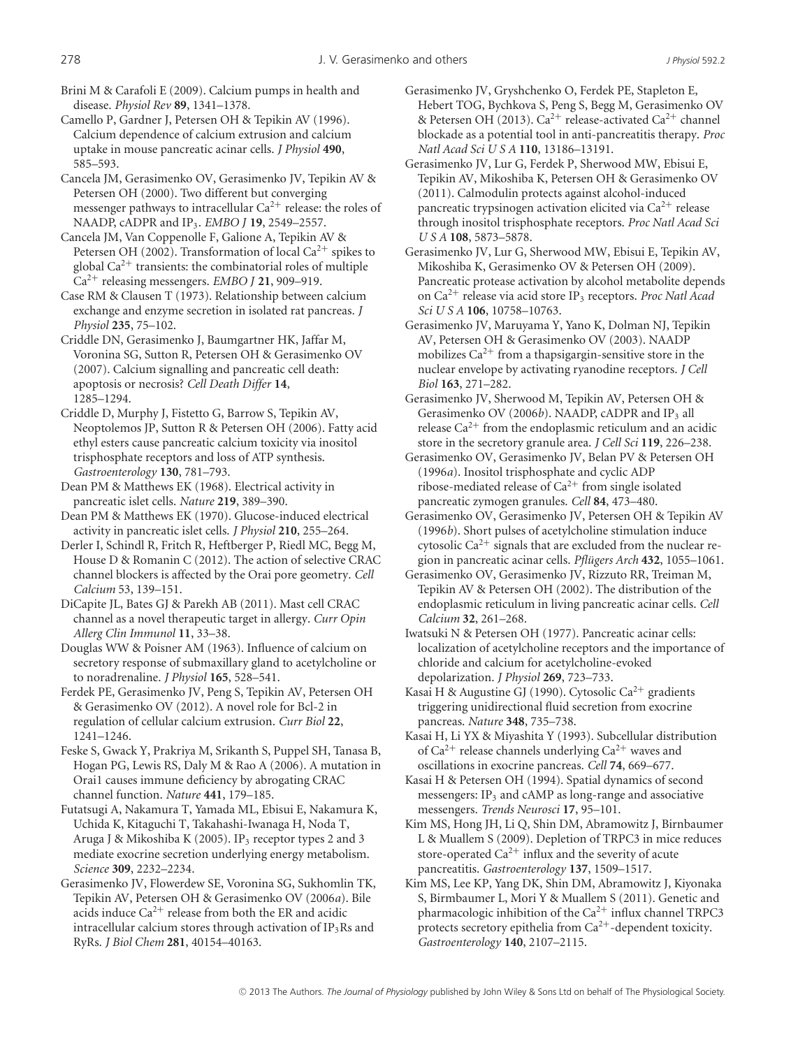Brini M & Carafoli E (2009). Calcium pumps in health and disease. *Physiol Rev* **89**, 1341–1378.

Camello P, Gardner J, Petersen OH & Tepikin AV (1996). Calcium dependence of calcium extrusion and calcium uptake in mouse pancreatic acinar cells. *J Physiol* **490**, 585–593.

Cancela JM, Gerasimenko OV, Gerasimenko JV, Tepikin AV & Petersen OH (2000). Two different but converging messenger pathways to intracellular $Ca^{2+}$ release: the roles of NAADP, cADPR and $IP_3$. *EMBO J* **19**, 2549–2557.

Cancela JM, Van Coppenolle F, Galione A, Tepikin AV & Petersen OH (2002). Transformation of local $Ca^{2+}$ spikes to global $Ca^{2+}$ transients: the combinatorial roles of multiple $Ca^{2+}$ releasing messengers. *EMBO J* **21**, 909–919.

Case RM & Clausen T (1973). Relationship between calcium exchange and enzyme secretion in isolated rat pancreas. *J Physiol* **235**, 75–102.

Criddle DN, Gerasimenko J, Baumgartner HK, Jaffar M, Voronina SG, Sutton R, Petersen OH & Gerasimenko OV (2007). Calcium signalling and pancreatic cell death: apoptosis or necrosis? *Cell Death Differ* **14**, 1285–1294.

Criddle D, Murphy J, Fistetto G, Barrow S, Tepikin AV, Neoptolemos JP, Sutton R & Petersen OH (2006). Fatty acid ethyl esters cause pancreatic calcium toxicity via inositol trisphosphate receptors and loss of ATP synthesis. *Gastroenterology* **130**, 781–793.

Dean PM & Matthews EK (1968). Electrical activity in pancreatic islet cells. *Nature* **219**, 389–390.

Dean PM & Matthews EK (1970). Glucose-induced electrical activity in pancreatic islet cells. *J Physiol* **210**, 255–264.

Derler I, Schindl R, Fritch R, Heftberger P, Riedl MC, Begg M, House D & Romanin C (2012). The action of selective CRAC channel blockers is affected by the Orai pore geometry. *Cell Calcium* 53, 139–151.

DiCapite JL, Bates GJ & Parekh AB (2011). Mast cell CRAC channel as a novel therapeutic target in allergy. *Curr Opin Allerg Clin Immunol* **11**, 33–38.

Douglas WW & Poisner AM (1963). Influence of calcium on secretory response of submaxillary gland to acetylcholine or to noradrenaline. *J Physiol* **165**, 528–541.

Ferdek PE, Gerasimenko JV, Peng S, Tepikin AV, Petersen OH & Gerasimenko OV (2012). A novel role for Bcl-2 in regulation of cellular calcium extrusion. *Curr Biol* **22**, 1241–1246.

Feske S, Gwack Y, Prakriya M, Srikanth S, Puppel SH, Tanasa B, Hogan PG, Lewis RS, Daly M & Rao A (2006). A mutation in Orai1 causes immune deficiency by abrogating CRAC channel function. *Nature* **441**, 179–185.

Futatsugi A, Nakamura T, Yamada ML, Ebisui E, Nakamura K, Uchida K, Kitaguchi T, Takahashi-Iwanaga H, Noda T, Aruga J & Mikoshiba K (2005). $IP_3$ receptor types 2 and 3 mediate exocrine secretion underlying energy metabolism. *Science* **309**, 2232–2234.

Gerasimenko JV, Flowerdew SE, Voronina SG, Sukhomlin TK, Tepikin AV, Petersen OH & Gerasimenko OV (2006*a*). Bile acids induce $Ca^{2+}$ release from both the ER and acidic intracellular calcium stores through activation of $IP_3$Rs and RyRs. *J Biol Chem* **281**, 40154–40163.

Gerasimenko JV, Gryshchenko O, Ferdek PE, Stapleton E, Hebert TOG, Bychkova S, Peng S, Begg M, Gerasimenko OV & Petersen OH (2013). $Ca^{2+}$ release-activated $Ca^{2+}$ channel blockade as a potential tool in anti-pancreatitis therapy. *Proc Natl Acad Sci U S A* **110**, 13186–13191.

Gerasimenko JV, Lur G, Ferdek P, Sherwood MW, Ebisui E, Tepikin AV, Mikoshiba K, Petersen OH & Gerasimenko OV (2011). Calmodulin protects against alcohol-induced pancreatic trypsinogen activation elicited via $Ca^{2+}$ release through inositol trisphosphate receptors. *Proc Natl Acad Sci U S A* **108**, 5873–5878.

Gerasimenko JV, Lur G, Sherwood MW, Ebisui E, Tepikin AV, Mikoshiba K, Gerasimenko OV & Petersen OH (2009). Pancreatic protease activation by alcohol metabolite depends on $Ca^{2+}$ release via acid store $IP_3$ receptors. *Proc Natl Acad Sci U S A* **106**, 10758–10763.

Gerasimenko JV, Maruyama Y, Yano K, Dolman NJ, Tepikin AV, Petersen OH & Gerasimenko OV (2003). NAADP mobilizes $Ca^{2+}$ from a thapsigargin-sensitive store in the nuclear envelope by activating ryanodine receptors. *J Cell Biol* **163**, 271–282.

Gerasimenko JV, Sherwood M, Tepikin AV, Petersen OH & Gerasimenko OV (2006*b*). NAADP, cADPR and $IP_3$ all release $Ca^{2+}$ from the endoplasmic reticulum and an acidic store in the secretory granule area. *J Cell Sci* **119**, 226–238.

Gerasimenko OV, Gerasimenko JV, Belan PV & Petersen OH (1996*a*). Inositol trisphosphate and cyclic ADP ribose-mediated release of $Ca^{2+}$ from single isolated pancreatic zymogen granules. *Cell* **84**, 473–480.

Gerasimenko OV, Gerasimenko JV, Petersen OH & Tepikin AV (1996*b*). Short pulses of acetylcholine stimulation induce cytosolic $Ca^{2+}$ signals that are excluded from the nuclear region in pancreatic acinar cells. *Pflügers Arch* **432**, 1055–1061.

Gerasimenko OV, Gerasimenko JV, Rizzuto RR, Treiman M, Tepikin AV & Petersen OH (2002). The distribution of the endoplasmic reticulum in living pancreatic acinar cells. *Cell Calcium* **32**, 261–268.

Iwatsuki N & Petersen OH (1977). Pancreatic acinar cells: localization of acetylcholine receptors and the importance of chloride and calcium for acetylcholine-evoked depolarization. *J Physiol* **269**, 723–733.

Kasai H & Augustine GJ (1990). Cytosolic $Ca^{2+}$ gradients triggering unidirectional fluid secretion from exocrine pancreas. *Nature* **348**, 735–738.

Kasai H, Li YX & Miyashita Y (1993). Subcellular distribution of $Ca^{2+}$ release channels underlying $Ca^{2+}$ waves and oscillations in exocrine pancreas. *Cell* **74**, 669–677.

Kasai H & Petersen OH (1994). Spatial dynamics of second messengers: $IP_3$ and cAMP as long-range and associative messengers. *Trends Neurosci* **17**, 95–101.

Kim MS, Hong JH, Li Q, Shin DM, Abramowitz J, Birnbaumer L & Muallem S (2009). Depletion of TRPC3 in mice reduces store-operated $Ca^{2+}$ influx and the severity of acute pancreatitis. *Gastroenterology* **137**, 1509–1517.

Kim MS, Lee KP, Yang DK, Shin DM, Abramowitz J, Kiyonaka S, Birnbaumer L, Mori Y & Muallem S (2011). Genetic and pharmacologic inhibition of the $Ca^{2+}$ influx channel TRPC3 protects secretory epithelia from $Ca^{2+}$-dependent toxicity. *Gastroenterology* **140**, 2107–2115.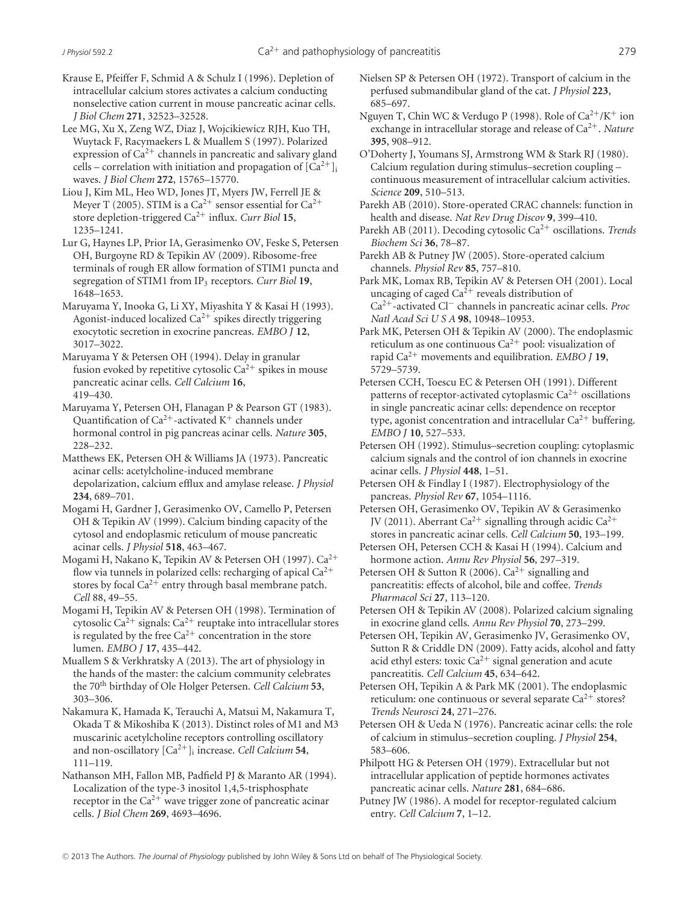Krause E, Pfeiffer F, Schmid A & Schulz I (1996). Depletion of intracellular calcium stores activates a calcium conducting nonselective cation current in mouse pancreatic acinar cells. *J Biol Chem* **271**, 32523–32528.

Lee MG, Xu X, Zeng WZ, Diaz J, Wojcikiewicz RJH, Kuo TH, Wuytack F, Racymaekers L & Muallem S (1997). Polarized expression of $Ca^{2+}$ channels in pancreatic and salivary gland cells – correlation with initiation and propagation of $[Ca^{2+}]_i$ waves. *J Biol Chem* **272**, 15765–15770.

Liou J, Kim ML, Heo WD, Jones JT, Myers JW, Ferrell JE & Meyer T (2005). STIM is a $Ca^{2+}$ sensor essential for $Ca^{2+}$ store depletion-triggered $Ca^{2+}$ influx. *Curr Biol* **15**, 1235–1241.

Lur G, Haynes LP, Prior IA, Gerasimenko OV, Feske S, Petersen OH, Burgoyne RD & Tepikin AV (2009). Ribosome-free terminals of rough ER allow formation of STIM1 puncta and segregation of STIM1 from $IP_3$ receptors. *Curr Biol* **19**, 1648–1653.

Maruyama Y, Inooka G, Li XY, Miyashita Y & Kasai H (1993). Agonist-induced localized $Ca^{2+}$ spikes directly triggering exocytotic secretion in exocrine pancreas. *EMBO J* **12**, 3017–3022.

Maruyama Y & Petersen OH (1994). Delay in granular fusion evoked by repetitive cytosolic $Ca^{2+}$ spikes in mouse pancreatic acinar cells. *Cell Calcium* **16**, 419–430.

Maruyama Y, Petersen OH, Flanagan P & Pearson GT (1983). Quantification of $Ca^{2+}$-activated $K^+$ channels under hormonal control in pig pancreas acinar cells. *Nature* **305**, 228–232.

Matthews EK, Petersen OH & Williams JA (1973). Pancreatic acinar cells: acetylcholine-induced membrane depolarization, calcium efflux and amylase release. *J Physiol* **234**, 689–701.

Mogami H, Gardner J, Gerasimenko OV, Camello P, Petersen OH & Tepikin AV (1999). Calcium binding capacity of the cytosol and endoplasmic reticulum of mouse pancreatic acinar cells. *J Physiol* **518**, 463–467.

Mogami H, Nakano K, Tepikin AV & Petersen OH (1997). $Ca^{2+}$ flow via tunnels in polarized cells: recharging of apical $Ca^{2+}$ stores by focal $Ca^{2+}$ entry through basal membrane patch. *Cell* 88, 49–55.

Mogami H, Tepikin AV & Petersen OH (1998). Termination of cytosolic $Ca^{2+}$ signals: $Ca^{2+}$ reuptake into intracellular stores is regulated by the free $Ca^{2+}$ concentration in the store lumen. *EMBO J* **17**, 435–442.

Muallem S & Verkhratsky A (2013). The art of physiology in the hands of the master: the calcium community celebrates the 70th birthday of Ole Holger Petersen. *Cell Calcium* **53**, 303–306.

Nakamura K, Hamada K, Terauchi A, Matsui M, Nakamura T, Okada T & Mikoshiba K (2013). Distinct roles of M1 and M3 muscarinic acetylcholine receptors controlling oscillatory and non-oscillatory $[Ca^{2+}]_i$ increase. *Cell Calcium* **54**, 111–119.

Nathanson MH, Fallon MB, Padfield PJ & Maranto AR (1994). Localization of the type-3 inositol 1,4,5-trisphosphate receptor in the $Ca^{2+}$ wave trigger zone of pancreatic acinar cells. *J Biol Chem* **269**, 4693–4696.

Nielsen SP & Petersen OH (1972). Transport of calcium in the perfused submandibular gland of the cat. *J Physiol* **223**, 685–697.

Nguyen T, Chin WC & Verdugo P (1998). Role of $Ca^{2+}/K^+$ ion exchange in intracellular storage and release of $Ca^{2+}$. *Nature* **395**, 908–912.

O'Doherty J, Youmans SJ, Armstrong WM & Stark RJ (1980). Calcium regulation during stimulus–secretion coupling – continuous measurement of intracellular calcium activities. *Science* **209**, 510–513.

Parekh AB (2010). Store-operated CRAC channels: function in health and disease. *Nat Rev Drug Discov* **9**, 399–410.

Parekh AB (2011). Decoding cytosolic $Ca^{2+}$ oscillations. *Trends Biochem Sci* **36**, 78–87.

Parekh AB & Putney JW (2005). Store-operated calcium channels. *Physiol Rev* **85**, 757–810.

Park MK, Lomax RB, Tepikin AV & Petersen OH (2001). Local uncaging of caged $Ca^{2+}$ reveals distribution of $Ca^{2+}$-activated $Cl^-$ channels in pancreatic acinar cells. *Proc Natl Acad Sci U S A* **98**, 10948–10953.

Park MK, Petersen OH & Tepikin AV (2000). The endoplasmic reticulum as one continuous $Ca^{2+}$ pool: visualization of rapid $Ca^{2+}$ movements and equilibration. *EMBO J* **19**, 5729–5739.

Petersen CCH, Toescu EC & Petersen OH (1991). Different patterns of receptor-activated cytoplasmic $Ca^{2+}$ oscillations in single pancreatic acinar cells: dependence on receptor type, agonist concentration and intracellular $Ca^{2+}$ buffering. *EMBO J* **10**, 527–533.

Petersen OH (1992). Stimulus–secretion coupling: cytoplasmic calcium signals and the control of ion channels in exocrine acinar cells. *J Physiol* **448**, 1–51.

Petersen OH & Findlay I (1987). Electrophysiology of the pancreas. *Physiol Rev* **67**, 1054–1116.

Petersen OH, Gerasimenko OV, Tepikin AV & Gerasimenko JV (2011). Aberrant $Ca^{2+}$ signalling through acidic $Ca^{2+}$ stores in pancreatic acinar cells. *Cell Calcium* **50**, 193–199.

Petersen OH, Petersen CCH & Kasai H (1994). Calcium and hormone action. *Annu Rev Physiol* **56**, 297–319.

Petersen OH & Sutton R (2006). $Ca^{2+}$ signalling and pancreatitis: effects of alcohol, bile and coffee. *Trends Pharmacol Sci* **27**, 113–120.

Petersen OH & Tepikin AV (2008). Polarized calcium signaling in exocrine gland cells. *Annu Rev Physiol* **70**, 273–299.

Petersen OH, Tepikin AV, Gerasimenko JV, Gerasimenko OV, Sutton R & Criddle DN (2009). Fatty acids, alcohol and fatty acid ethyl esters: toxic $Ca^{2+}$ signal generation and acute pancreatitis. *Cell Calcium* **45**, 634–642.

Petersen OH, Tepikin A & Park MK (2001). The endoplasmic reticulum: one continuous or several separate $Ca^{2+}$ stores? *Trends Neurosci* **24**, 271–276.

Petersen OH & Ueda N (1976). Pancreatic acinar cells: the role of calcium in stimulus–secretion coupling. *J Physiol* **254**, 583–606.

Philpott HG & Petersen OH (1979). Extracellular but not intracellular application of peptide hormones activates pancreatic acinar cells. *Nature* **281**, 684–686.

Putney JW (1986). A model for receptor-regulated calcium entry. *Cell Calcium* **7**, 1–12.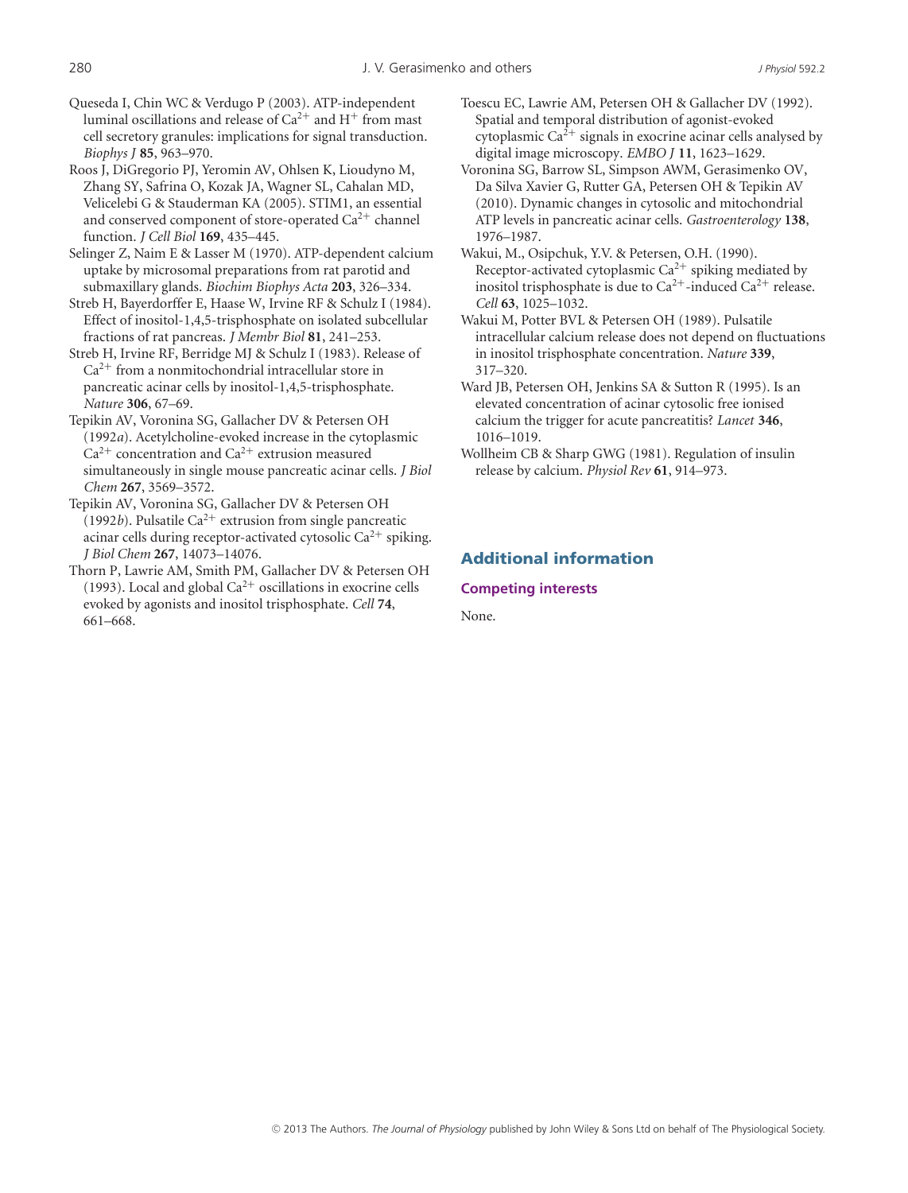Queseda I, Chin WC & Verdugo P (2003). ATP-independent luminal oscillations and release of $Ca^{2+}$ and $H^{+}$ from mast cell secretory granules: implications for signal transduction. *Biophys J* **85**, 963–970.

Roos J, DiGregorio PJ, Yeromin AV, Ohlsen K, Lioudyno M, Zhang SY, Safrina O, Kozak JA, Wagner SL, Cahalan MD, Velicelebi G & Stauderman KA (2005). STIM1, an essential and conserved component of store-operated $Ca^{2+}$ channel function. *J Cell Biol* **169**, 435–445.

Selinger Z, Naim E & Lasser M (1970). ATP-dependent calcium uptake by microsomal preparations from rat parotid and submaxillary glands. *Biochim Biophys Acta* **203**, 326–334.

Streb H, Bayerdorffer E, Haase W, Irvine RF & Schulz I (1984). Effect of inositol-1,4,5-trisphosphate on isolated subcellular fractions of rat pancreas. *J Membr Biol* **81**, 241–253.

Streb H, Irvine RF, Berridge MJ & Schulz I (1983). Release of $Ca^{2+}$ from a nonmitochondrial intracellular store in pancreatic acinar cells by inositol-1,4,5-trisphosphate. *Nature* **306**, 67–69.

Tepikin AV, Voronina SG, Gallacher DV & Petersen OH (1992*a*). Acetylcholine-evoked increase in the cytoplasmic $Ca^{2+}$ concentration and $Ca^{2+}$ extrusion measured simultaneously in single mouse pancreatic acinar cells. *J Biol Chem* **267**, 3569–3572.

Tepikin AV, Voronina SG, Gallacher DV & Petersen OH (1992*b*). Pulsatile $Ca^{2+}$ extrusion from single pancreatic acinar cells during receptor-activated cytosolic $Ca^{2+}$ spiking. *J Biol Chem* **267**, 14073–14076.

Thorn P, Lawrie AM, Smith PM, Gallacher DV & Petersen OH (1993). Local and global $Ca^{2+}$ oscillations in exocrine cells evoked by agonists and inositol trisphosphate. *Cell* **74**, 661–668.

Toescu EC, Lawrie AM, Petersen OH & Gallacher DV (1992). Spatial and temporal distribution of agonist-evoked cytoplasmic $Ca^{2+}$ signals in exocrine acinar cells analysed by digital image microscopy. *EMBO J* **11**, 1623–1629.

Voronina SG, Barrow SL, Simpson AWM, Gerasimenko OV, Da Silva Xavier G, Rutter GA, Petersen OH & Tepikin AV (2010). Dynamic changes in cytosolic and mitochondrial ATP levels in pancreatic acinar cells. *Gastroenterology* **138**, 1976–1987.

Wakui, M., Osipchuk, Y.V. & Petersen, O.H. (1990). Receptor-activated cytoplasmic $Ca^{2+}$ spiking mediated by inositol trisphosphate is due to $Ca^{2+}$-induced $Ca^{2+}$ release. *Cell* **63**, 1025–1032.

Wakui M, Potter BVL & Petersen OH (1989). Pulsatile intracellular calcium release does not depend on fluctuations in inositol trisphosphate concentration. *Nature* **339**, 317–320.

Ward JB, Petersen OH, Jenkins SA & Sutton R (1995). Is an elevated concentration of acinar cytosolic free ionised calcium the trigger for acute pancreatitis? *Lancet* **346**, 1016–1019.

Wollheim CB & Sharp GWG (1981). Regulation of insulin release by calcium. *Physiol Rev* **61**, 914–973.

## Additional information

### Competing interests

None.